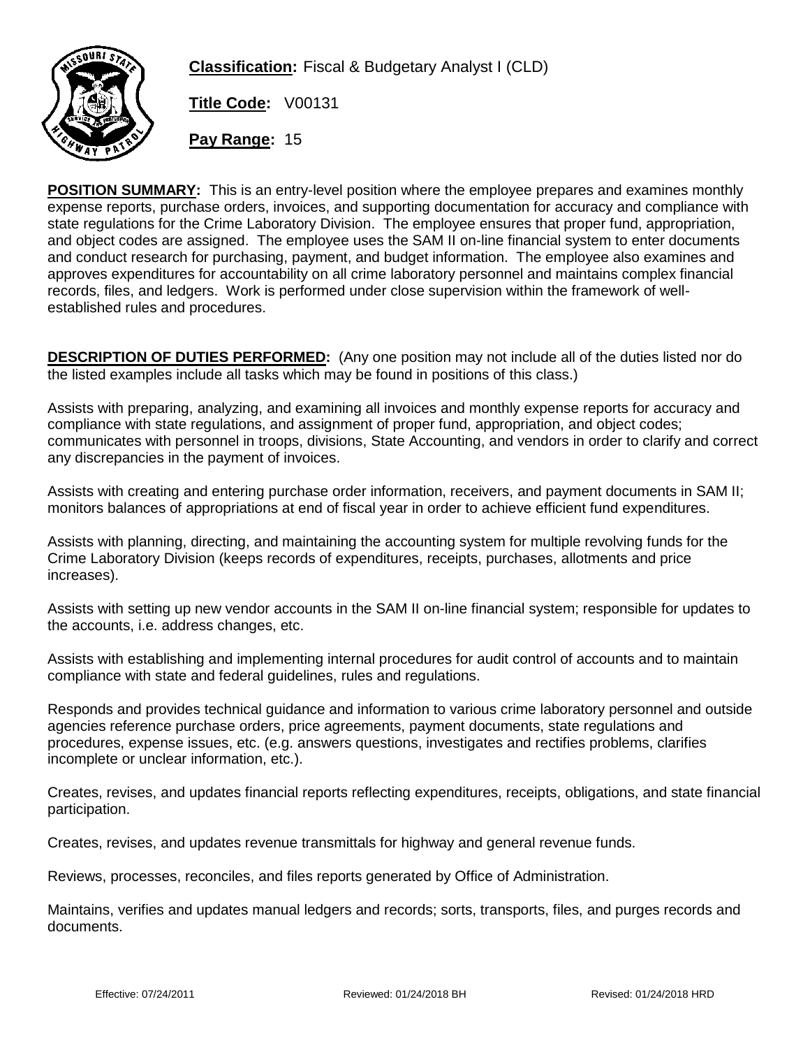**Classification:** Fiscal & Budgetary Analyst I (CLD)

**Title Code:** V00131

**Pay Range:** 15

**POSITION SUMMARY:** This is an entry-level position where the employee prepares and examines monthly expense reports, purchase orders, invoices, and supporting documentation for accuracy and compliance with state regulations for the Crime Laboratory Division. The employee ensures that proper fund, appropriation, and object codes are assigned. The employee uses the SAM II on-line financial system to enter documents and conduct research for purchasing, payment, and budget information. The employee also examines and approves expenditures for accountability on all crime laboratory personnel and maintains complex financial records, files, and ledgers. Work is performed under close supervision within the framework of well-established rules and procedures.

**DESCRIPTION OF DUTIES PERFORMED:** (Any one position may not include all of the duties listed nor do the listed examples include all tasks which may be found in positions of this class.)

Assists with preparing, analyzing, and examining all invoices and monthly expense reports for accuracy and compliance with state regulations, and assignment of proper fund, appropriation, and object codes; communicates with personnel in troops, divisions, State Accounting, and vendors in order to clarify and correct any discrepancies in the payment of invoices.

Assists with creating and entering purchase order information, receivers, and payment documents in SAM II; monitors balances of appropriations at end of fiscal year in order to achieve efficient fund expenditures.

Assists with planning, directing, and maintaining the accounting system for multiple revolving funds for the Crime Laboratory Division (keeps records of expenditures, receipts, purchases, allotments and price increases).

Assists with setting up new vendor accounts in the SAM II on-line financial system; responsible for updates to the accounts, i.e. address changes, etc.

Assists with establishing and implementing internal procedures for audit control of accounts and to maintain compliance with state and federal guidelines, rules and regulations.

Responds and provides technical guidance and information to various crime laboratory personnel and outside agencies reference purchase orders, price agreements, payment documents, state regulations and procedures, expense issues, etc. (e.g. answers questions, investigates and rectifies problems, clarifies incomplete or unclear information, etc.).

Creates, revises, and updates financial reports reflecting expenditures, receipts, obligations, and state financial participation.

Creates, revises, and updates revenue transmittals for highway and general revenue funds.

Reviews, processes, reconciles, and files reports generated by Office of Administration.

Maintains, verifies and updates manual ledgers and records; sorts, transports, files, and purges records and documents.

Effective: 07/24/2011 Reviewed: 01/24/2018 BH Revised: 01/24/2018 HRD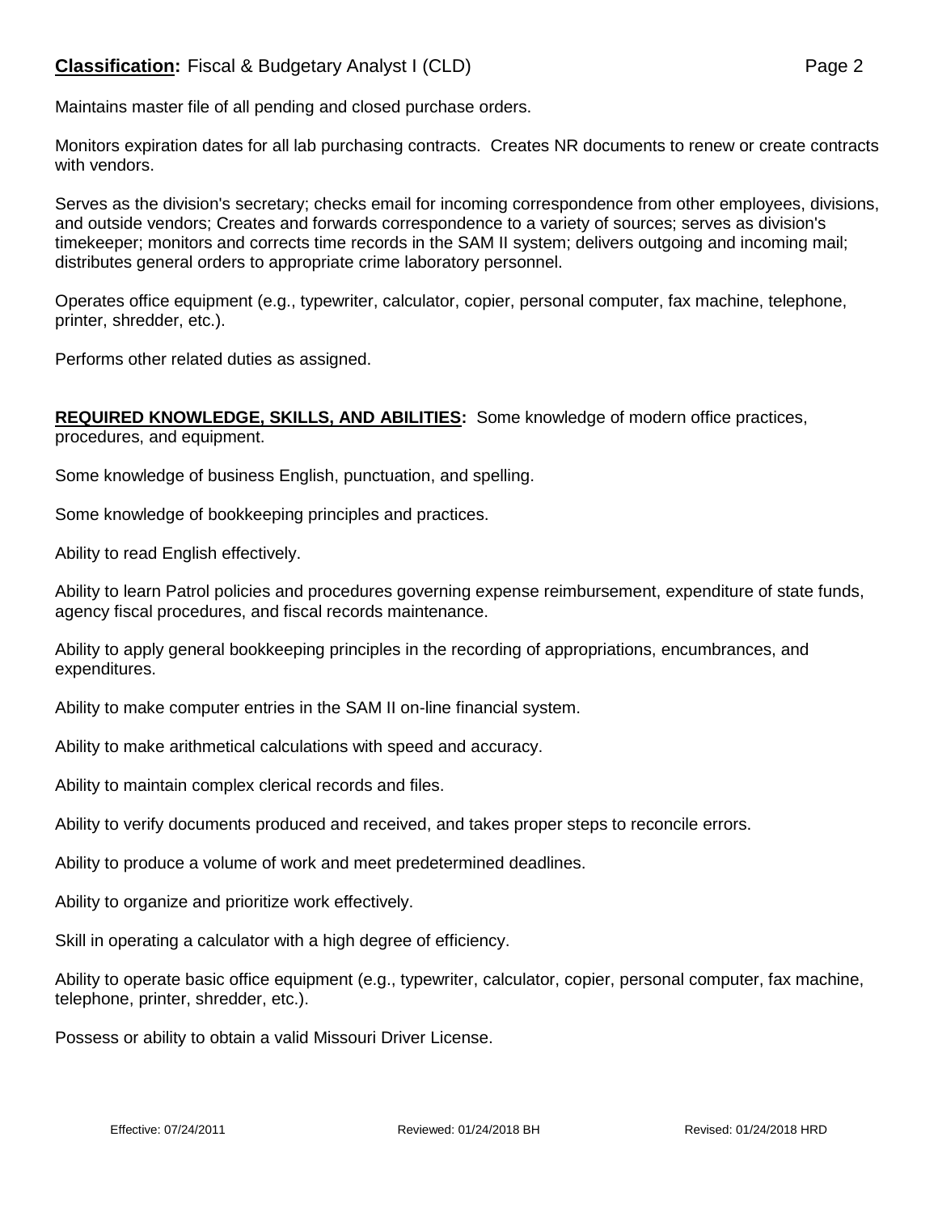Maintains master file of all pending and closed purchase orders.

Monitors expiration dates for all lab purchasing contracts. Creates NR documents to renew or create contracts with vendors.

Serves as the division's secretary; checks email for incoming correspondence from other employees, divisions, and outside vendors; Creates and forwards correspondence to a variety of sources; serves as division's timekeeper; monitors and corrects time records in the SAM II system; delivers outgoing and incoming mail; distributes general orders to appropriate crime laboratory personnel.

Operates office equipment (e.g., typewriter, calculator, copier, personal computer, fax machine, telephone, printer, shredder, etc.).

Performs other related duties as assigned.

**REQUIRED KNOWLEDGE, SKILLS, AND ABILITIES:** Some knowledge of modern office practices, procedures, and equipment.

Some knowledge of business English, punctuation, and spelling.

Some knowledge of bookkeeping principles and practices.

Ability to read English effectively.

Ability to learn Patrol policies and procedures governing expense reimbursement, expenditure of state funds, agency fiscal procedures, and fiscal records maintenance.

Ability to apply general bookkeeping principles in the recording of appropriations, encumbrances, and expenditures.

Ability to make computer entries in the SAM II on-line financial system.

Ability to make arithmetical calculations with speed and accuracy.

Ability to maintain complex clerical records and files.

Ability to verify documents produced and received, and takes proper steps to reconcile errors.

Ability to produce a volume of work and meet predetermined deadlines.

Ability to organize and prioritize work effectively.

Skill in operating a calculator with a high degree of efficiency.

Ability to operate basic office equipment (e.g., typewriter, calculator, copier, personal computer, fax machine, telephone, printer, shredder, etc.).

Possess or ability to obtain a valid Missouri Driver License.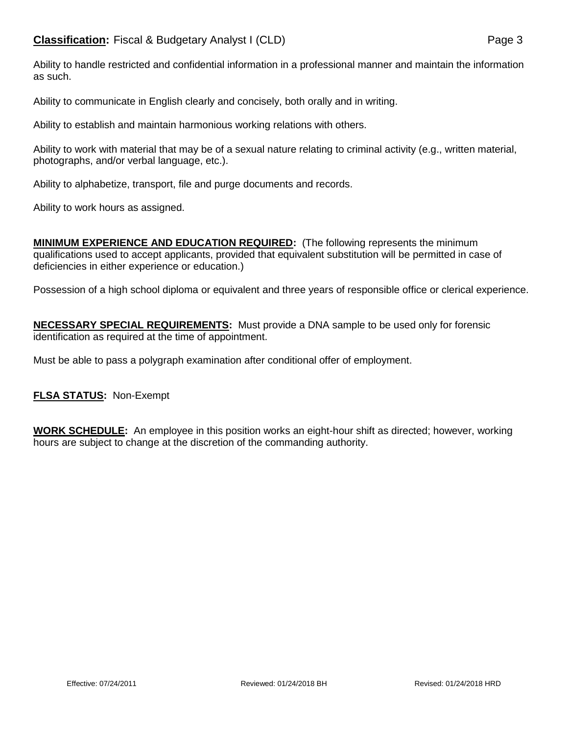Ability to handle restricted and confidential information in a professional manner and maintain the information as such.

Ability to communicate in English clearly and concisely, both orally and in writing.

Ability to establish and maintain harmonious working relations with others.

Ability to work with material that may be of a sexual nature relating to criminal activity (e.g., written material, photographs, and/or verbal language, etc.).

Ability to alphabetize, transport, file and purge documents and records.

Ability to work hours as assigned.

**MINIMUM EXPERIENCE AND EDUCATION REQUIRED:** (The following represents the minimum qualifications used to accept applicants, provided that equivalent substitution will be permitted in case of deficiencies in either experience or education.)

Possession of a high school diploma or equivalent and three years of responsible office or clerical experience.

**NECESSARY SPECIAL REQUIREMENTS:** Must provide a DNA sample to be used only for forensic identification as required at the time of appointment.

Must be able to pass a polygraph examination after conditional offer of employment.

**FLSA STATUS:** Non-Exempt

**WORK SCHEDULE:** An employee in this position works an eight-hour shift as directed; however, working hours are subject to change at the discretion of the commanding authority.